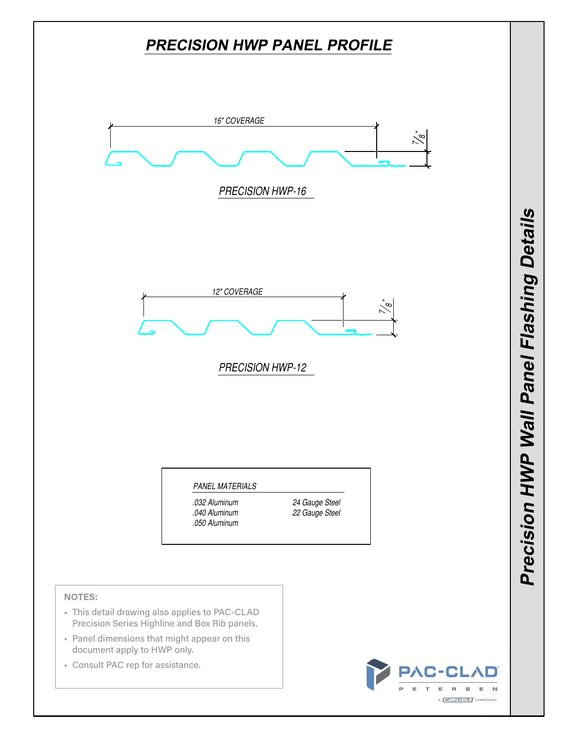# PRECISION HWP PANEL PROFILE

16" COVERAGE

7/8"

PRECISION HWP-16

12" COVERAGE

7/8"

PRECISION HWP-12

| PANEL MATERIALS | |
|---|---|
| .032 Aluminum | 24 Gauge Steel |
| .040 Aluminum | 22 Gauge Steel |
| .050 Aluminum | |

**NOTES:**

- This detail drawing also applies to PAC-CLAD Precision Series Highline and Box Rib panels.
- Panel dimensions that might appear on this document apply to HWP only.
- Consult PAC rep for assistance.

PAC-CLAD PETERSEN

A CARLISLE COMPANY

## Precision HWP Wall Panel Flashing Details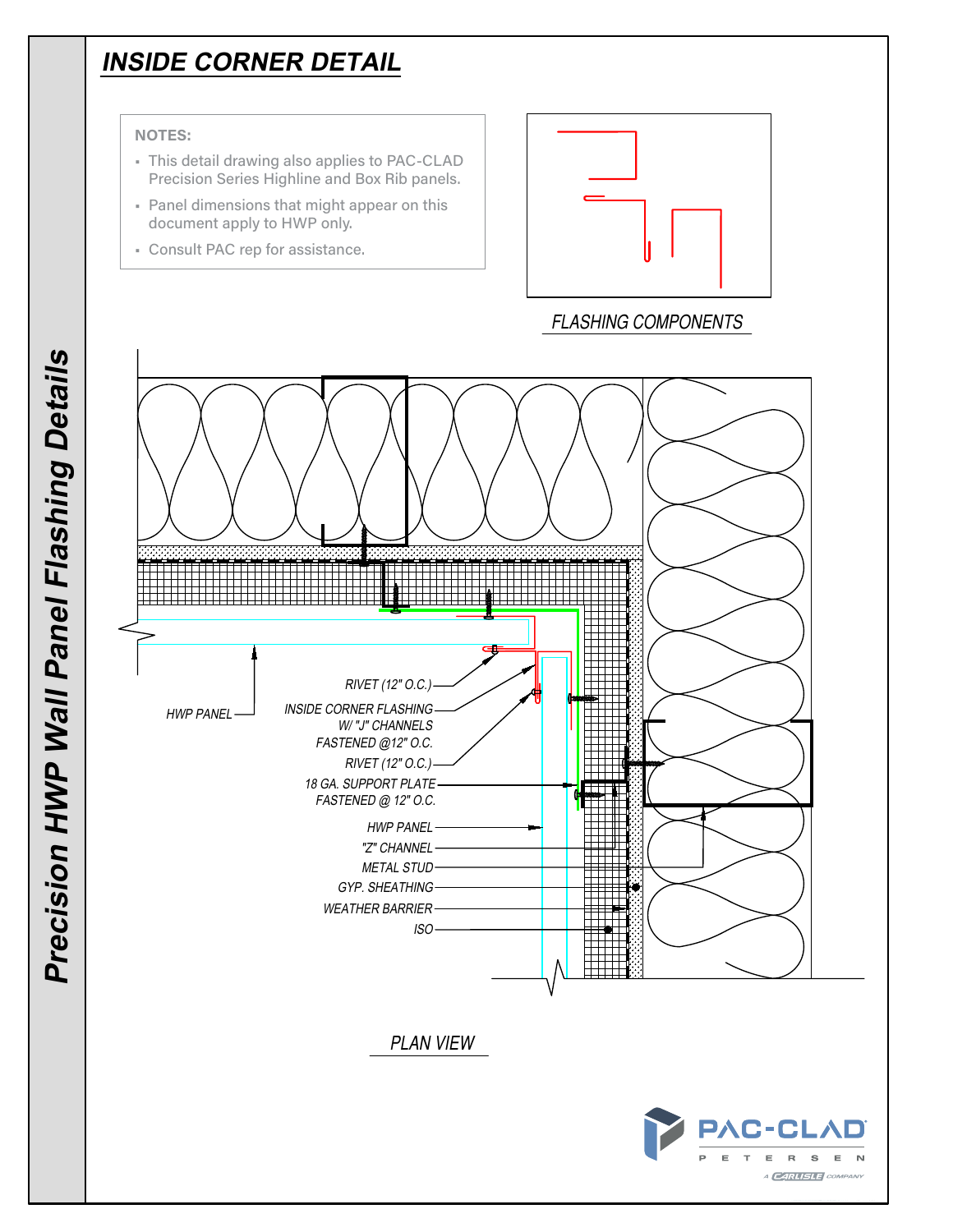# INSIDE CORNER DETAIL

**NOTES:**

- This detail drawing also applies to PAC-CLAD Precision Series Highline and Box Rib panels.
- Panel dimensions that might appear on this document apply to HWP only.
- Consult PAC rep for assistance.

FLASHING COMPONENTS

HWP PANEL

RIVET (12" O.C.)

INSIDE CORNER FLASHING W/ "J" CHANNELS FASTENED @12" O.C.

RIVET (12" O.C.)

18 GA. SUPPORT PLATE FASTENED @ 12" O.C.

HWP PANEL

"Z" CHANNEL

METAL STUD

GYP. SHEATHING

WEATHER BARRIER

ISO

PLAN VIEW

## Precision HWP Wall Panel Flashing Details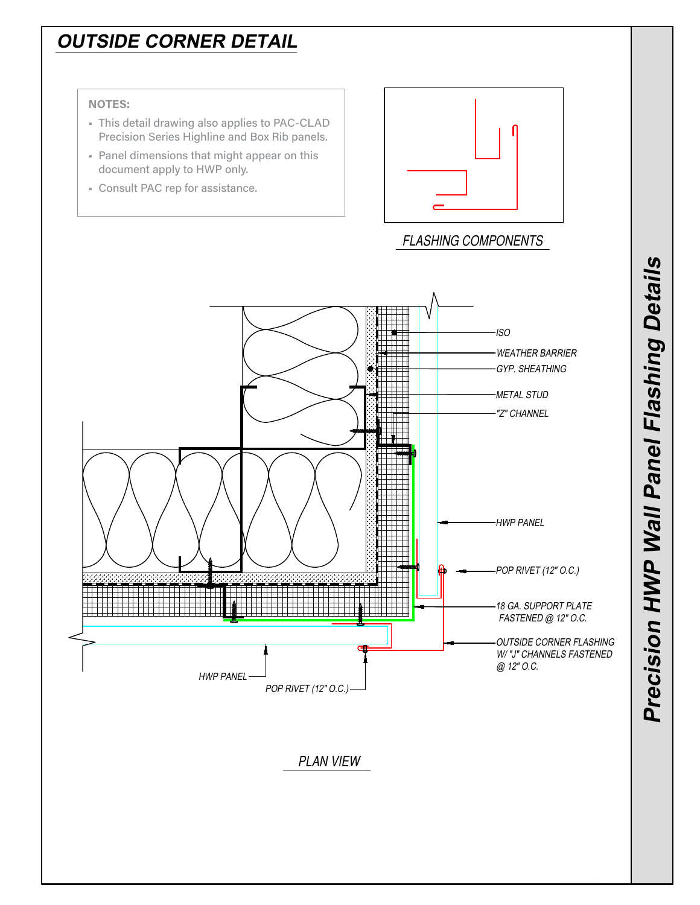## *OUTSIDE CORNER DETAIL*

**NOTES:**

- This detail drawing also applies to PAC-CLAD Precision Series Highline and Box Rib panels.
- Panel dimensions that might appear on this document apply to HWP only.
- Consult PAC rep for assistance.

*FLASHING COMPONENTS*

ISO

WEATHER BARRIER

GYP. SHEATHING

METAL STUD

"Z" CHANNEL

HWP PANEL

POP RIVET (12" O.C.)

18 GA. SUPPORT PLATE FASTENED @ 12" O.C.

OUTSIDE CORNER FLASHING W/ "J" CHANNELS FASTENED @ 12" O.C.

HWP PANEL

POP RIVET (12" O.C.)

*PLAN VIEW*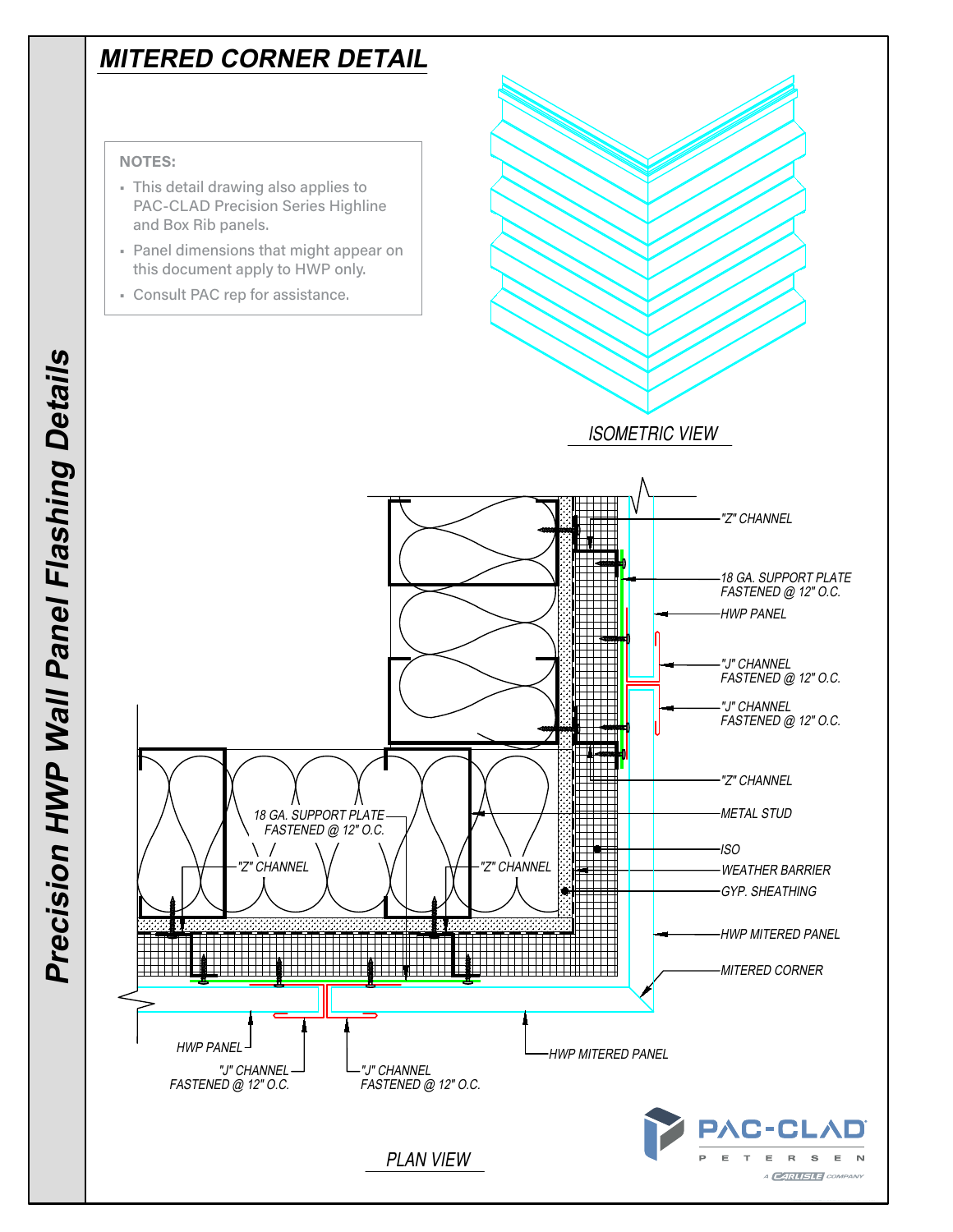# MITERED CORNER DETAIL

**NOTES:**

- This detail drawing also applies to PAC-CLAD Precision Series Highline and Box Rib panels.
- Panel dimensions that might appear on this document apply to HWP only.
- Consult PAC rep for assistance.

ISOMETRIC VIEW

"Z" CHANNEL

18 GA. SUPPORT PLATE FASTENED @ 12" O.C.

HWP PANEL

"J" CHANNEL FASTENED @ 12" O.C.

"J" CHANNEL FASTENED @ 12" O.C.

"Z" CHANNEL

METAL STUD

ISO

WEATHER BARRIER

GYP. SHEATHING

HWP MITERED PANEL

MITERED CORNER

18 GA. SUPPORT PLATE FASTENED @ 12" O.C.

"Z" CHANNEL

"Z" CHANNEL

HWP PANEL

"J" CHANNEL FASTENED @ 12" O.C.

"J" CHANNEL FASTENED @ 12" O.C.

HWP MITERED PANEL

PLAN VIEW

Precision HWP Wall Panel Flashing Details

PAC-CLAD PETERSEN A CARLISLE COMPANY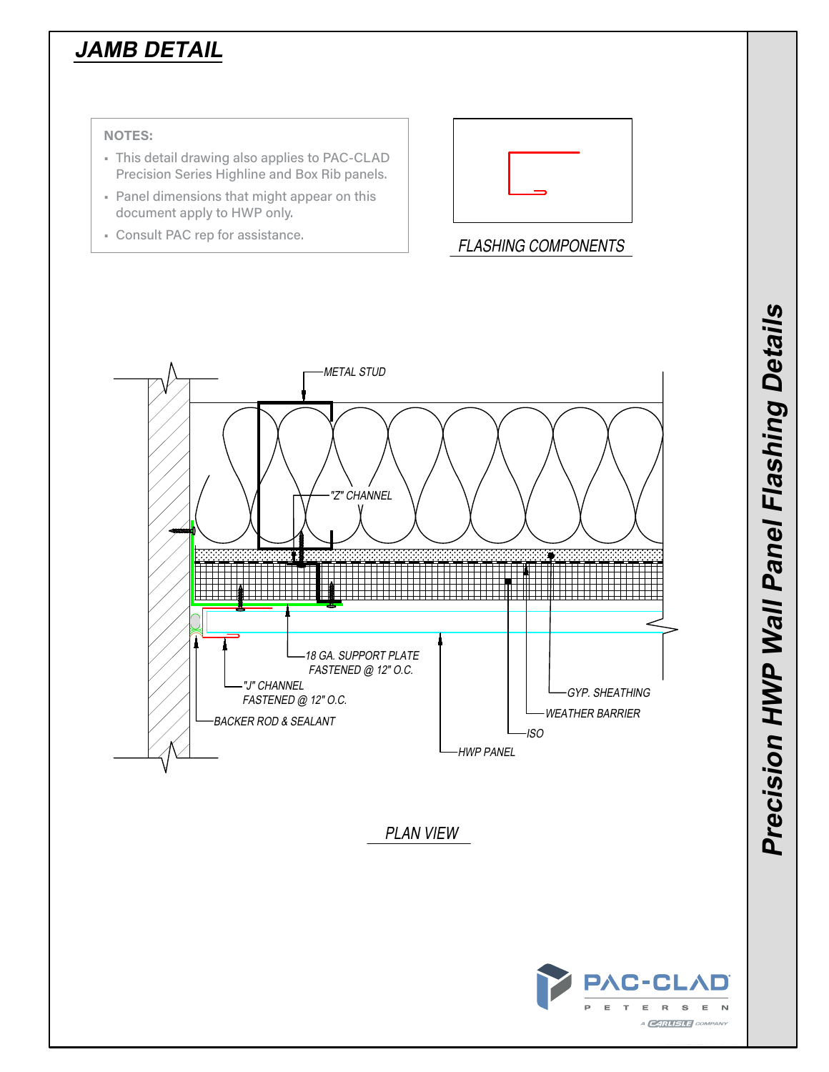## JAMB DETAIL

**NOTES:**

- This detail drawing also applies to PAC-CLAD Precision Series Highline and Box Rib panels.
- Panel dimensions that might appear on this document apply to HWP only.
- Consult PAC rep for assistance.

FLASHING COMPONENTS

METAL STUD

"Z" CHANNEL

18 GA. SUPPORT PLATE FASTENED @ 12" O.C.

"J" CHANNEL FASTENED @ 12" O.C.

BACKER ROD & SEALANT

GYP. SHEATHING

WEATHER BARRIER

ISO

HWP PANEL

PLAN VIEW

# Precision HWP Wall Panel Flashing Details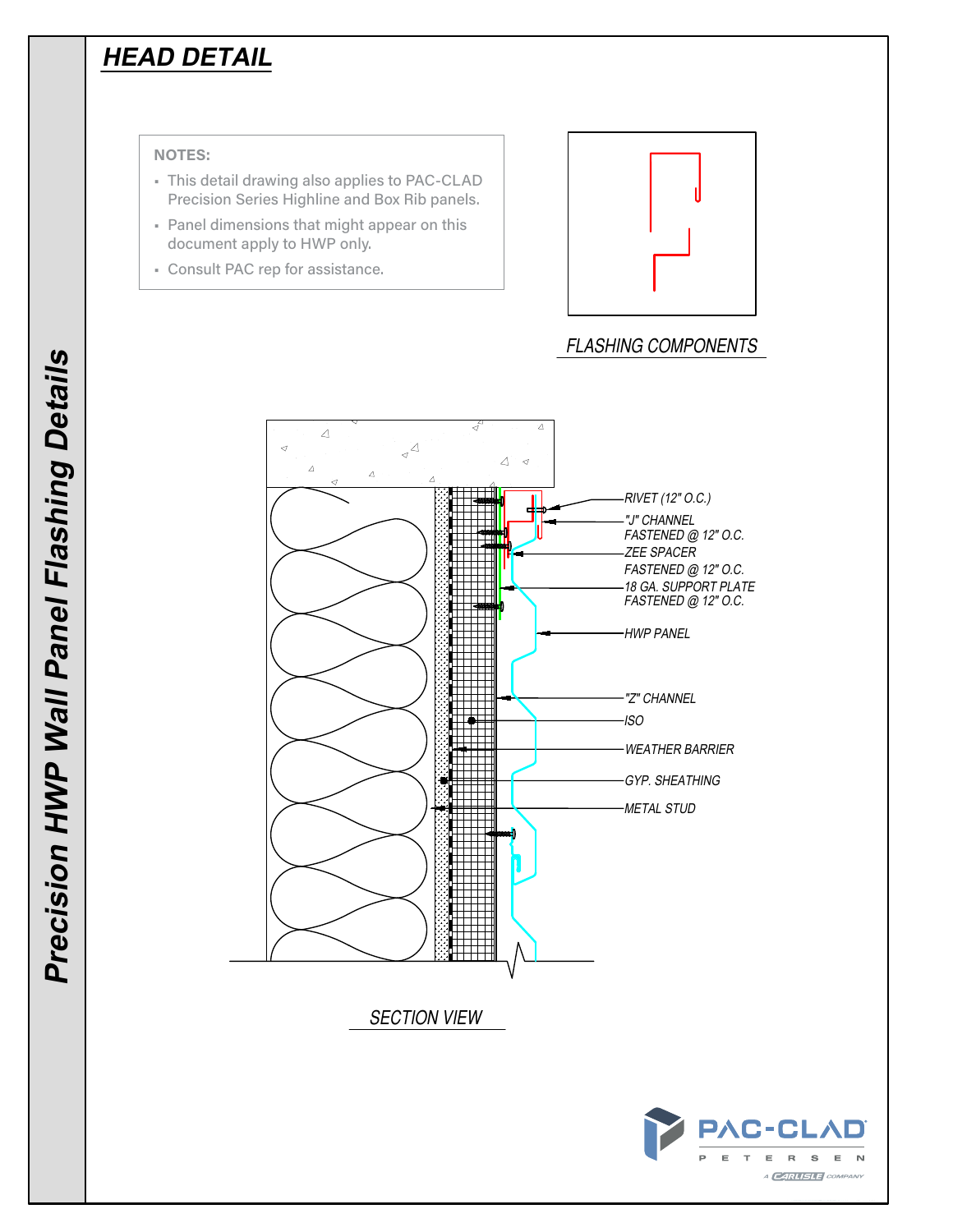## HEAD DETAIL

**NOTES:**

- This detail drawing also applies to PAC-CLAD Precision Series Highline and Box Rib panels.
- Panel dimensions that might appear on this document apply to HWP only.
- Consult PAC rep for assistance.

FLASHING COMPONENTS

RIVET (12" O.C.)

"J" CHANNEL FASTENED @ 12" O.C.

ZEE SPACER FASTENED @ 12" O.C.

18 GA. SUPPORT PLATE FASTENED @ 12" O.C.

HWP PANEL

"Z" CHANNEL

ISO

WEATHER BARRIER

GYP. SHEATHING

METAL STUD

SECTION VIEW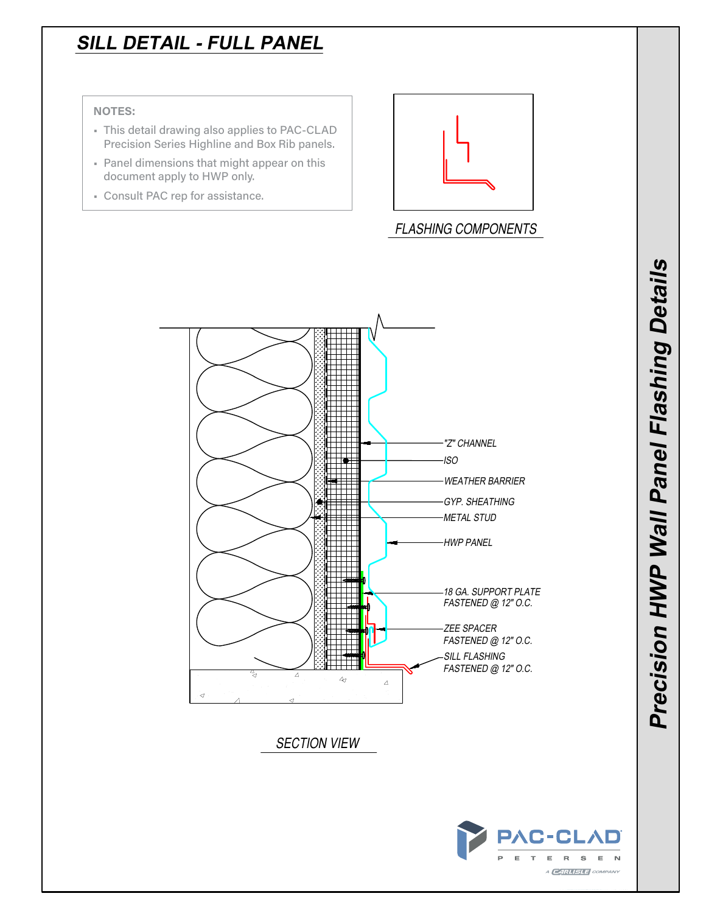# SILL DETAIL - FULL PANEL

**NOTES:**

- This detail drawing also applies to PAC-CLAD Precision Series Highline and Box Rib panels.
- Panel dimensions that might appear on this document apply to HWP only.
- Consult PAC rep for assistance.

FLASHING COMPONENTS

"Z" CHANNEL

ISO

WEATHER BARRIER

GYP. SHEATHING

METAL STUD

HWP PANEL

18 GA. SUPPORT PLATE
FASTENED @ 12" O.C.

ZEE SPACER
FASTENED @ 12" O.C.

SILL FLASHING
FASTENED @ 12" O.C.

SECTION VIEW

## Precision HWP Wall Panel Flashing Details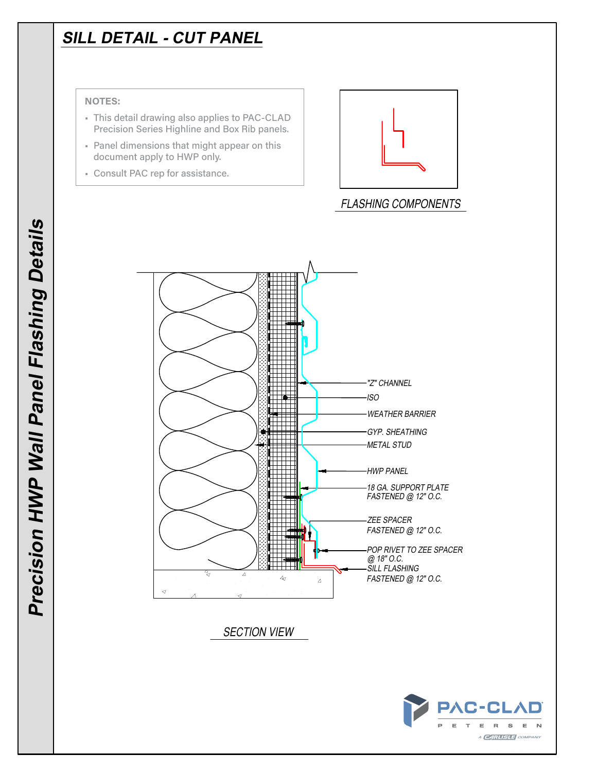# SILL DETAIL - CUT PANEL

**NOTES:**

- This detail drawing also applies to PAC-CLAD Precision Series Highline and Box Rib panels.
- Panel dimensions that might appear on this document apply to HWP only.
- Consult PAC rep for assistance.

FLASHING COMPONENTS

"Z" CHANNEL

ISO

WEATHER BARRIER

GYP. SHEATHING

METAL STUD

HWP PANEL

18 GA. SUPPORT PLATE FASTENED @ 12" O.C.

ZEE SPACER FASTENED @ 12" O.C.

POP RIVET TO ZEE SPACER @ 18" O.C.

SILL FLASHING FASTENED @ 12" O.C.

SECTION VIEW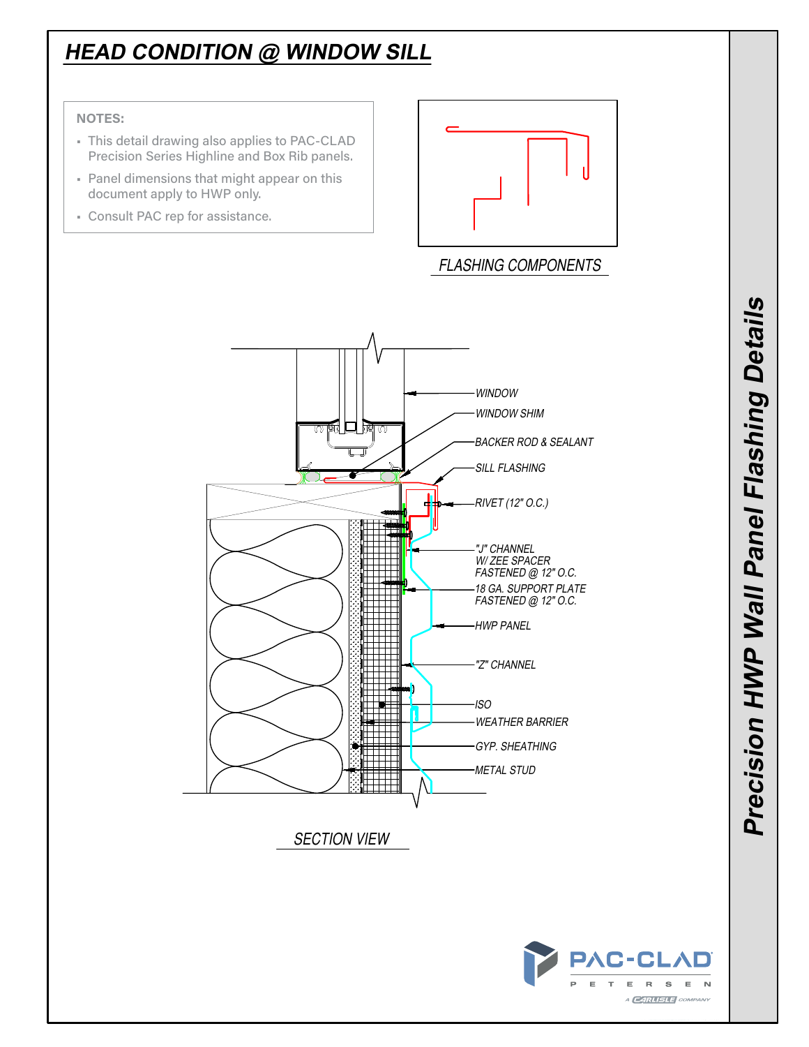# HEAD CONDITION @ WINDOW SILL

**NOTES:**

- This detail drawing also applies to PAC-CLAD Precision Series Highline and Box Rib panels.
- Panel dimensions that might appear on this document apply to HWP only.
- Consult PAC rep for assistance.

FLASHING COMPONENTS

WINDOW

WINDOW SHIM

BACKER ROD & SEALANT

SILL FLASHING

RIVET (12" O.C.)

"J" CHANNEL W/ ZEE SPACER FASTENED @ 12" O.C.

18 GA. SUPPORT PLATE FASTENED @ 12" O.C.

HWP PANEL

"Z" CHANNEL

ISO

WEATHER BARRIER

GYP. SHEATHING

METAL STUD

SECTION VIEW

Precision HWP Wall Panel Flashing Details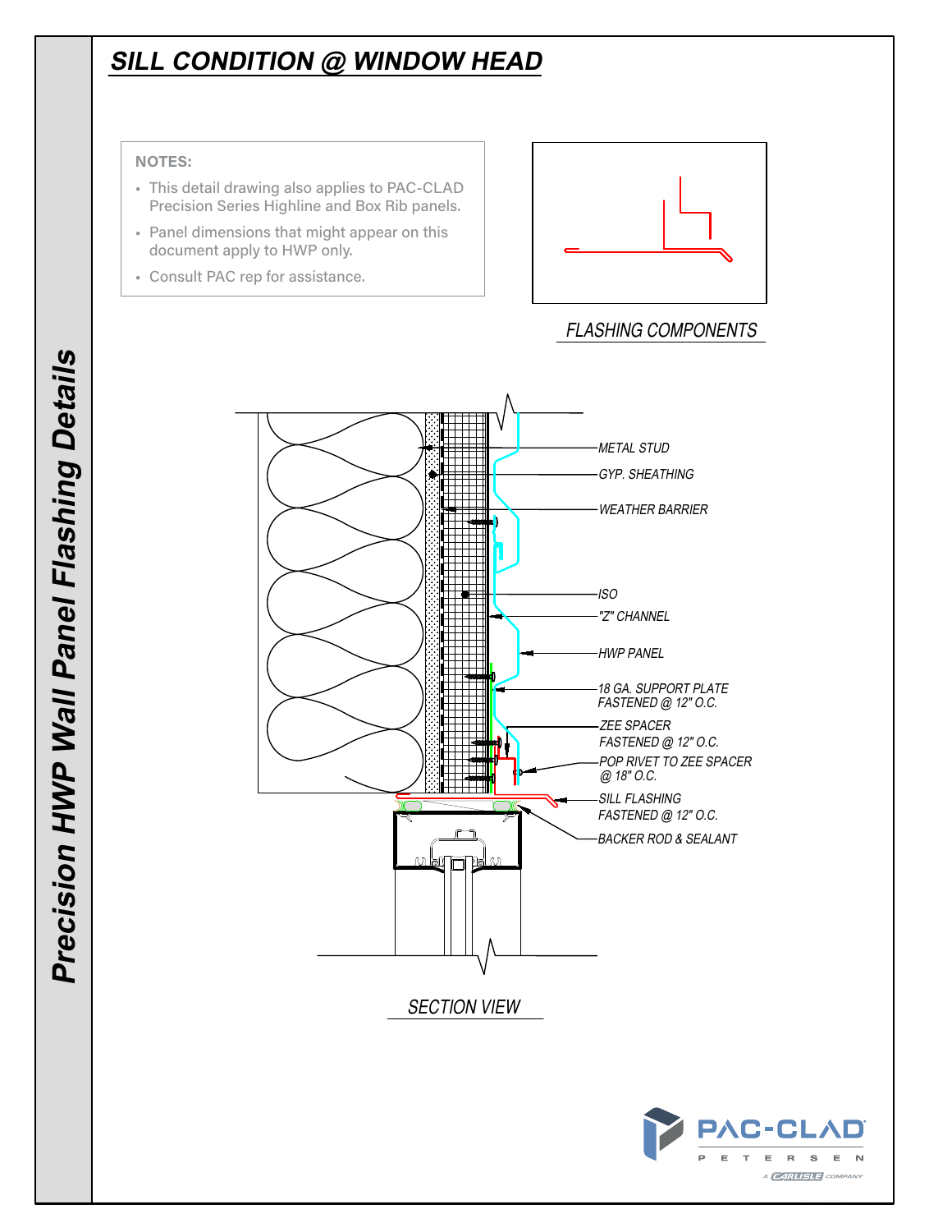# SILL CONDITION @ WINDOW HEAD

**NOTES:**

- This detail drawing also applies to PAC-CLAD Precision Series Highline and Box Rib panels.
- Panel dimensions that might appear on this document apply to HWP only.
- Consult PAC rep for assistance.

FLASHING COMPONENTS

METAL STUD

GYP. SHEATHING

WEATHER BARRIER

ISO

"Z" CHANNEL

HWP PANEL

18 GA. SUPPORT PLATE FASTENED @ 12" O.C.

ZEE SPACER FASTENED @ 12" O.C.

POP RIVET TO ZEE SPACER @ 18" O.C.

SILL FLASHING FASTENED @ 12" O.C.

BACKER ROD & SEALANT

SECTION VIEW

Precision HWP Wall Panel Flashing Details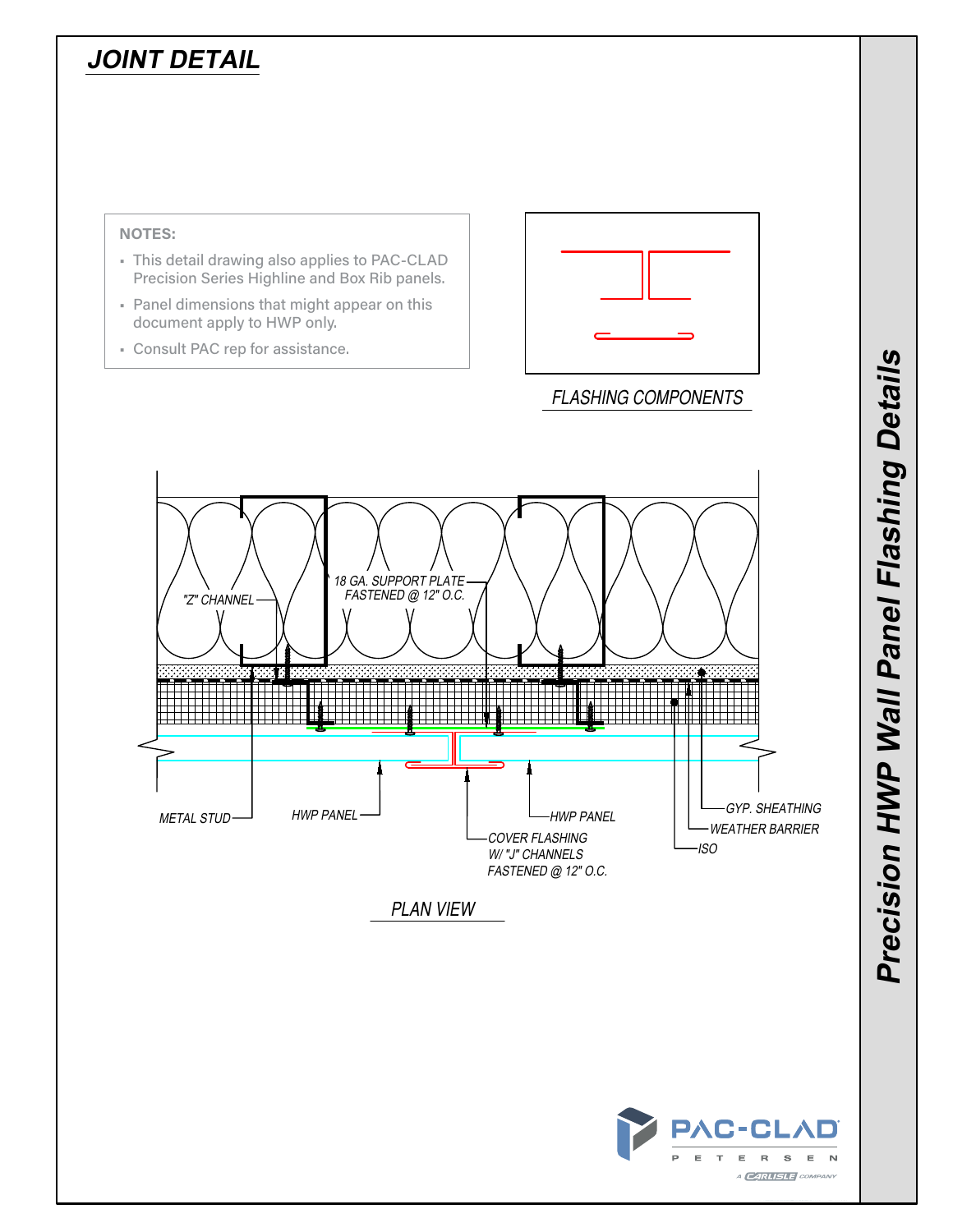# JOINT DETAIL

**NOTES:**

- This detail drawing also applies to PAC-CLAD Precision Series Highline and Box Rib panels.
- Panel dimensions that might appear on this document apply to HWP only.
- Consult PAC rep for assistance.

FLASHING COMPONENTS

"Z" CHANNEL

18 GA. SUPPORT PLATE FASTENED @ 12" O.C.

METAL STUD

HWP PANEL

HWP PANEL

COVER FLASHING W/ "J" CHANNELS FASTENED @ 12" O.C.

GYP. SHEATHING

WEATHER BARRIER

ISO

PLAN VIEW

Precision HWP Wall Panel Flashing Details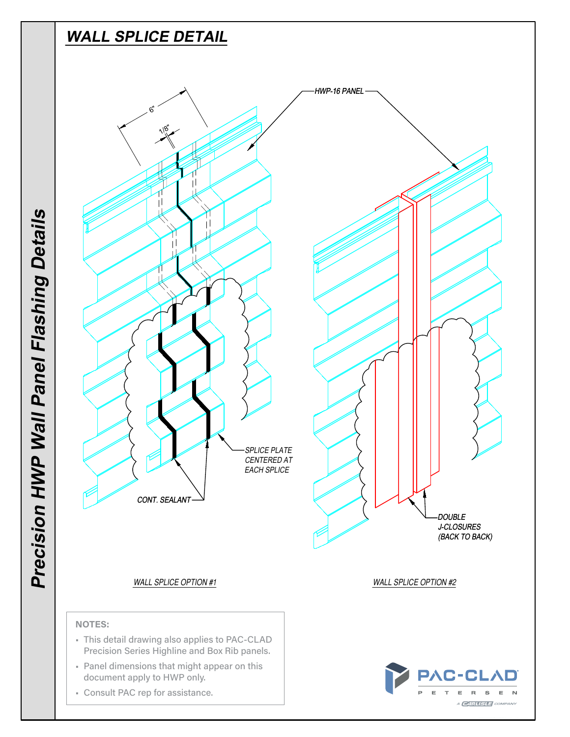# WALL SPLICE DETAIL

6"

1/8"

HWP-16 PANEL

SPLICE PLATE CENTERED AT EACH SPLICE

CONT. SEALANT

DOUBLE J-CLOSURES (BACK TO BACK)

WALL SPLICE OPTION #1

WALL SPLICE OPTION #2

**NOTES:**

- This detail drawing also applies to PAC-CLAD Precision Series Highline and Box Rib panels.
- Panel dimensions that might appear on this document apply to HWP only.
- Consult PAC rep for assistance.

PAC-CLAD PETERSEN

A CARLISLE COMPANY

Precision HWP Wall Panel Flashing Details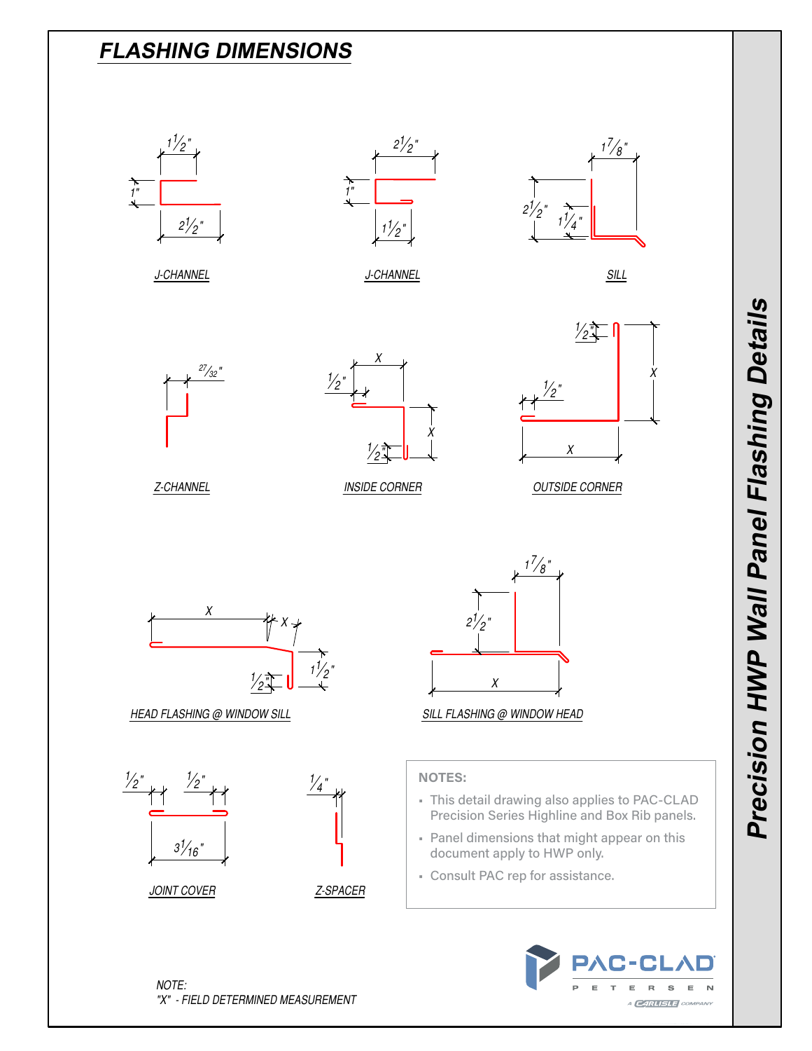# FLASHING DIMENSIONS

1½"
1"
2½"

J-CHANNEL

2½"
1"
1½"

J-CHANNEL

1⅞"
2½"
1¼"

SILL

27/32"

Z-CHANNEL

X
½"
X
½"

INSIDE CORNER

½"
X
½"
X

OUTSIDE CORNER

X
X
½"
1½"

HEAD FLASHING @ WINDOW SILL

1⅞"
2½"
X

SILL FLASHING @ WINDOW HEAD

½"
½"
3 1/16"

JOINT COVER

¼"

Z-SPACER

**NOTES:**

- This detail drawing also applies to PAC-CLAD Precision Series Highline and Box Rib panels.
- Panel dimensions that might appear on this document apply to HWP only.
- Consult PAC rep for assistance.

NOTE:
"X" - FIELD DETERMINED MEASUREMENT

PAC-CLAD PETERSEN
A CARLISLE COMPANY

**Precision HWP Wall Panel Flashing Details**